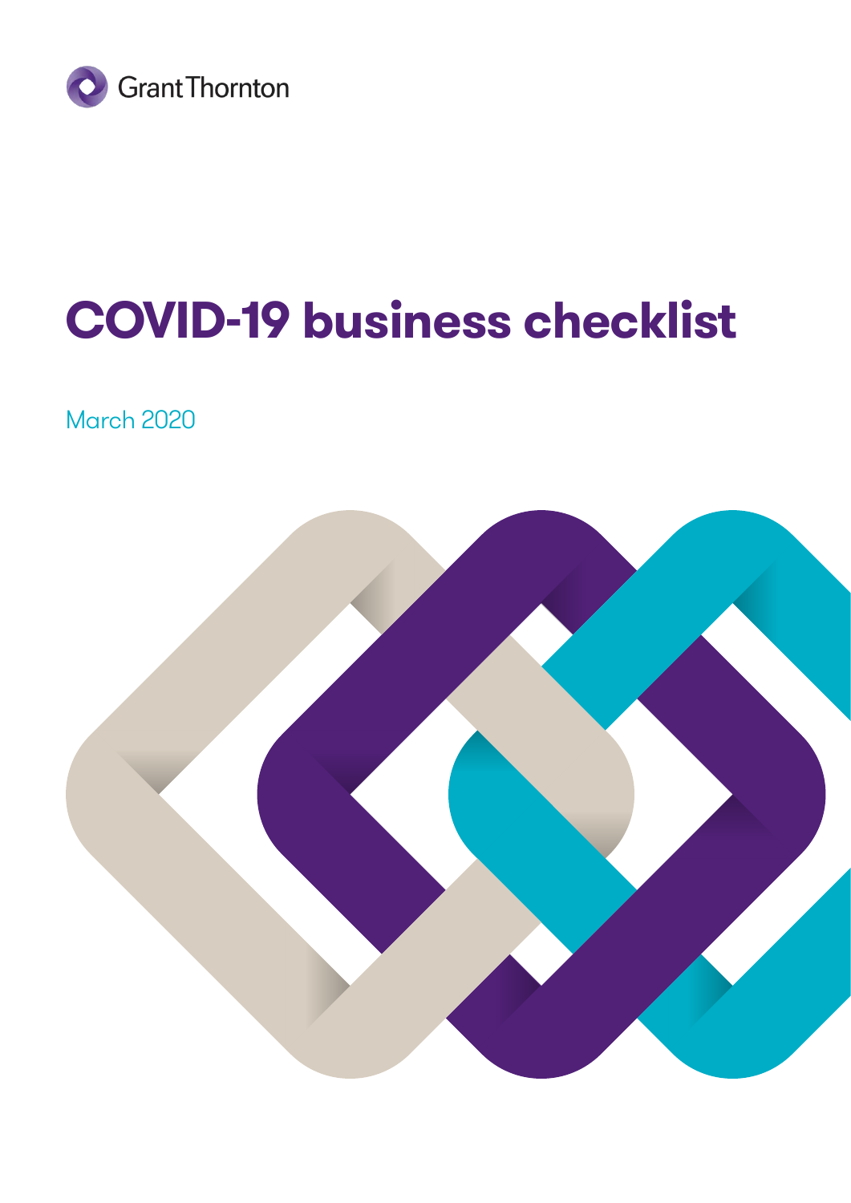Grant Thornton

# COVID-19 business checklist

March 2020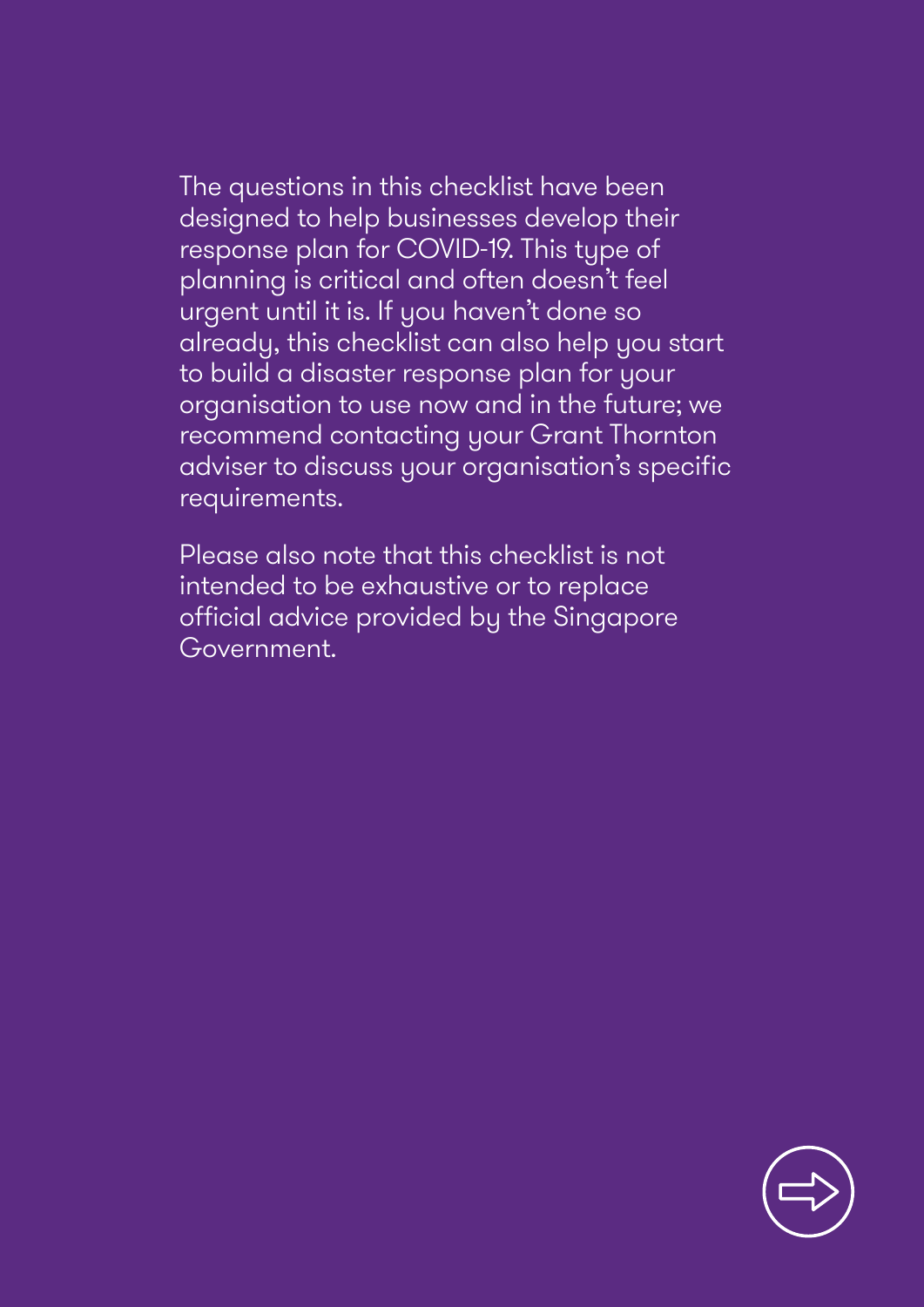The questions in this checklist have been designed to help businesses develop their response plan for COVID-19. This type of planning is critical and often doesn't feel urgent until it is. If you haven't done so already, this checklist can also help you start to build a disaster response plan for your organisation to use now and in the future; we recommend contacting your Grant Thornton adviser to discuss your organisation's specific requirements.

Please also note that this checklist is not intended to be exhaustive or to replace official advice provided by the Singapore Government.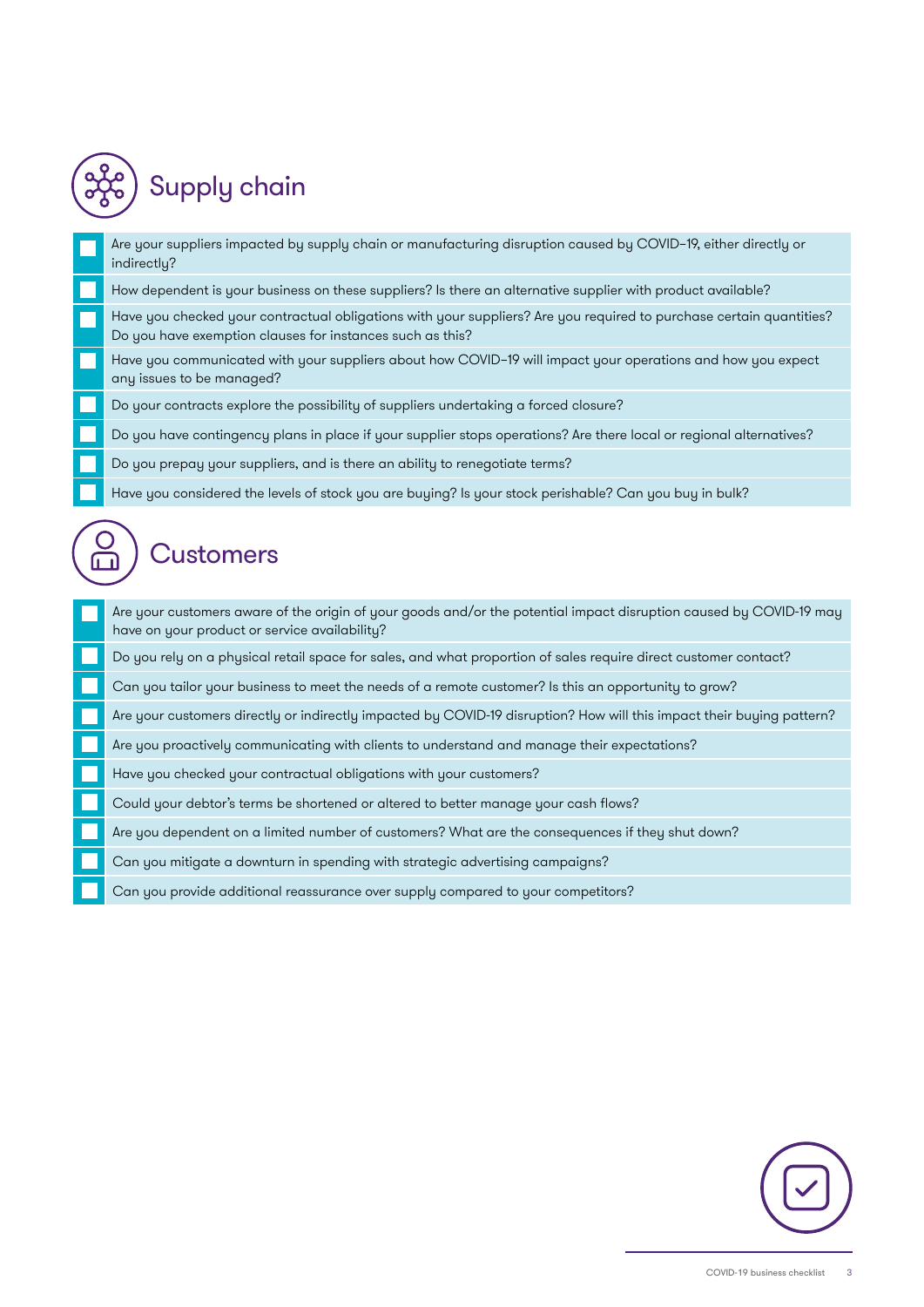## Supply chain

- [ ] Are your suppliers impacted by supply chain or manufacturing disruption caused by COVID–19, either directly or indirectly?
- [ ] How dependent is your business on these suppliers? Is there an alternative supplier with product available?
- [ ] Have you checked your contractual obligations with your suppliers? Are you required to purchase certain quantities? Do you have exemption clauses for instances such as this?
- [ ] Have you communicated with your suppliers about how COVID–19 will impact your operations and how you expect any issues to be managed?
- [ ] Do your contracts explore the possibility of suppliers undertaking a forced closure?
- [ ] Do you have contingency plans in place if your supplier stops operations? Are there local or regional alternatives?
- [ ] Do you prepay your suppliers, and is there an ability to renegotiate terms?
- [ ] Have you considered the levels of stock you are buying? Is your stock perishable? Can you buy in bulk?

## Customers

- [ ] Are your customers aware of the origin of your goods and/or the potential impact disruption caused by COVID-19 may have on your product or service availability?
- [ ] Do you rely on a physical retail space for sales, and what proportion of sales require direct customer contact?
- [ ] Can you tailor your business to meet the needs of a remote customer? Is this an opportunity to grow?
- [ ] Are your customers directly or indirectly impacted by COVID-19 disruption? How will this impact their buying pattern?
- [ ] Are you proactively communicating with clients to understand and manage their expectations?
- [ ] Have you checked your contractual obligations with your customers?
- [ ] Could your debtor's terms be shortened or altered to better manage your cash flows?
- [ ] Are you dependent on a limited number of customers? What are the consequences if they shut down?
- [ ] Can you mitigate a downturn in spending with strategic advertising campaigns?
- [ ] Can you provide additional reassurance over supply compared to your competitors?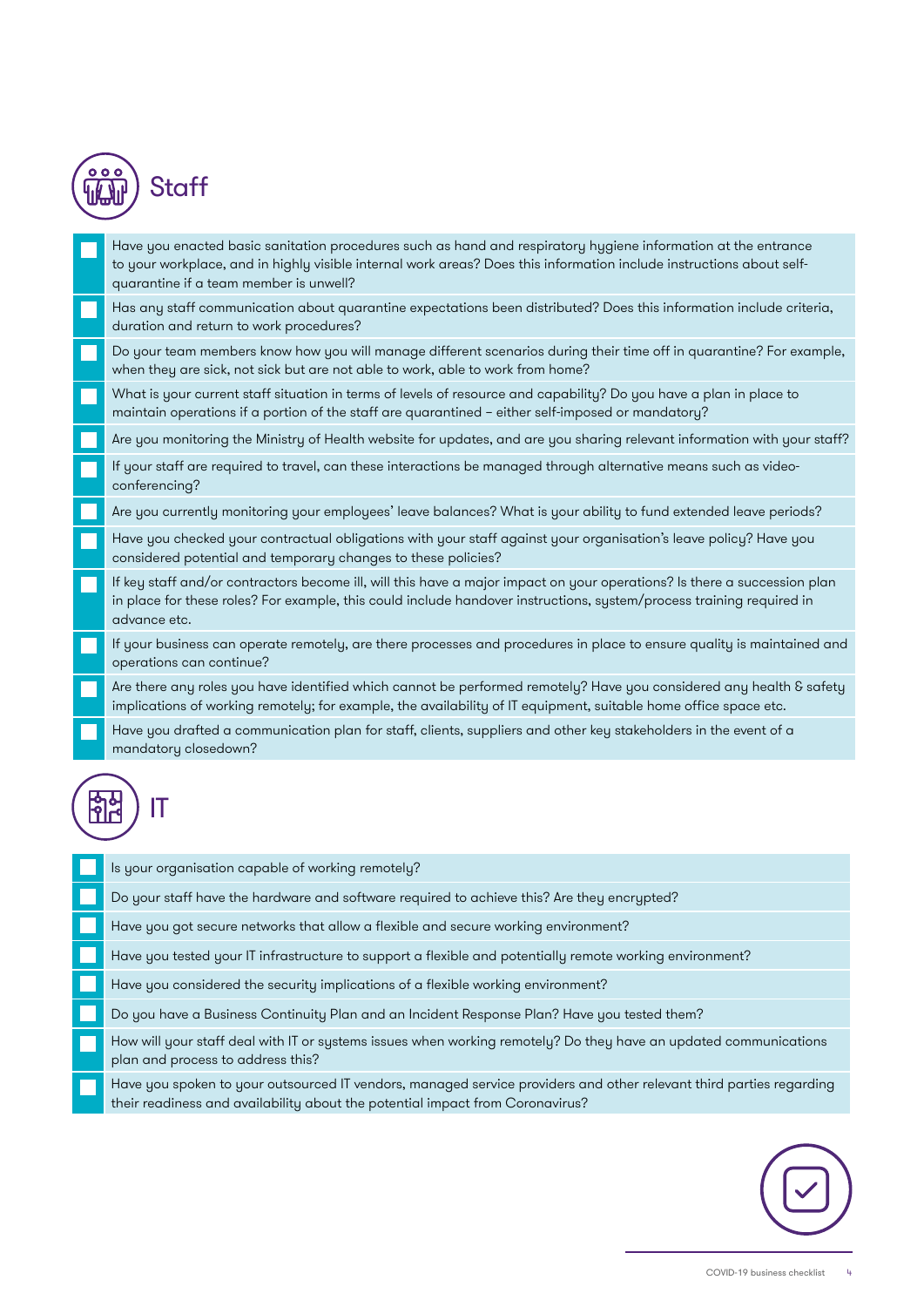## Staff

- [ ] Have you enacted basic sanitation procedures such as hand and respiratory hygiene information at the entrance to your workplace, and in highly visible internal work areas? Does this information include instructions about self-quarantine if a team member is unwell?
- [ ] Has any staff communication about quarantine expectations been distributed? Does this information include criteria, duration and return to work procedures?
- [ ] Do your team members know how you will manage different scenarios during their time off in quarantine? For example, when they are sick, not sick but are not able to work, able to work from home?
- [ ] What is your current staff situation in terms of levels of resource and capability? Do you have a plan in place to maintain operations if a portion of the staff are quarantined – either self-imposed or mandatory?
- [ ] Are you monitoring the Ministry of Health website for updates, and are you sharing relevant information with your staff?
- [ ] If your staff are required to travel, can these interactions be managed through alternative means such as video-conferencing?
- [ ] Are you currently monitoring your employees' leave balances? What is your ability to fund extended leave periods?
- [ ] Have you checked your contractual obligations with your staff against your organisation's leave policy? Have you considered potential and temporary changes to these policies?
- [ ] If key staff and/or contractors become ill, will this have a major impact on your operations? Is there a succession plan in place for these roles? For example, this could include handover instructions, system/process training required in advance etc.
- [ ] If your business can operate remotely, are there processes and procedures in place to ensure quality is maintained and operations can continue?
- [ ] Are there any roles you have identified which cannot be performed remotely? Have you considered any health & safety implications of working remotely; for example, the availability of IT equipment, suitable home office space etc.
- [ ] Have you drafted a communication plan for staff, clients, suppliers and other key stakeholders in the event of a mandatory closedown?

## IT

- [ ] Is your organisation capable of working remotely?
- [ ] Do your staff have the hardware and software required to achieve this? Are they encrypted?
- [ ] Have you got secure networks that allow a flexible and secure working environment?
- [ ] Have you tested your IT infrastructure to support a flexible and potentially remote working environment?
- [ ] Have you considered the security implications of a flexible working environment?
- [ ] Do you have a Business Continuity Plan and an Incident Response Plan? Have you tested them?
- [ ] How will your staff deal with IT or systems issues when working remotely? Do they have an updated communications plan and process to address this?
- [ ] Have you spoken to your outsourced IT vendors, managed service providers and other relevant third parties regarding their readiness and availability about the potential impact from Coronavirus?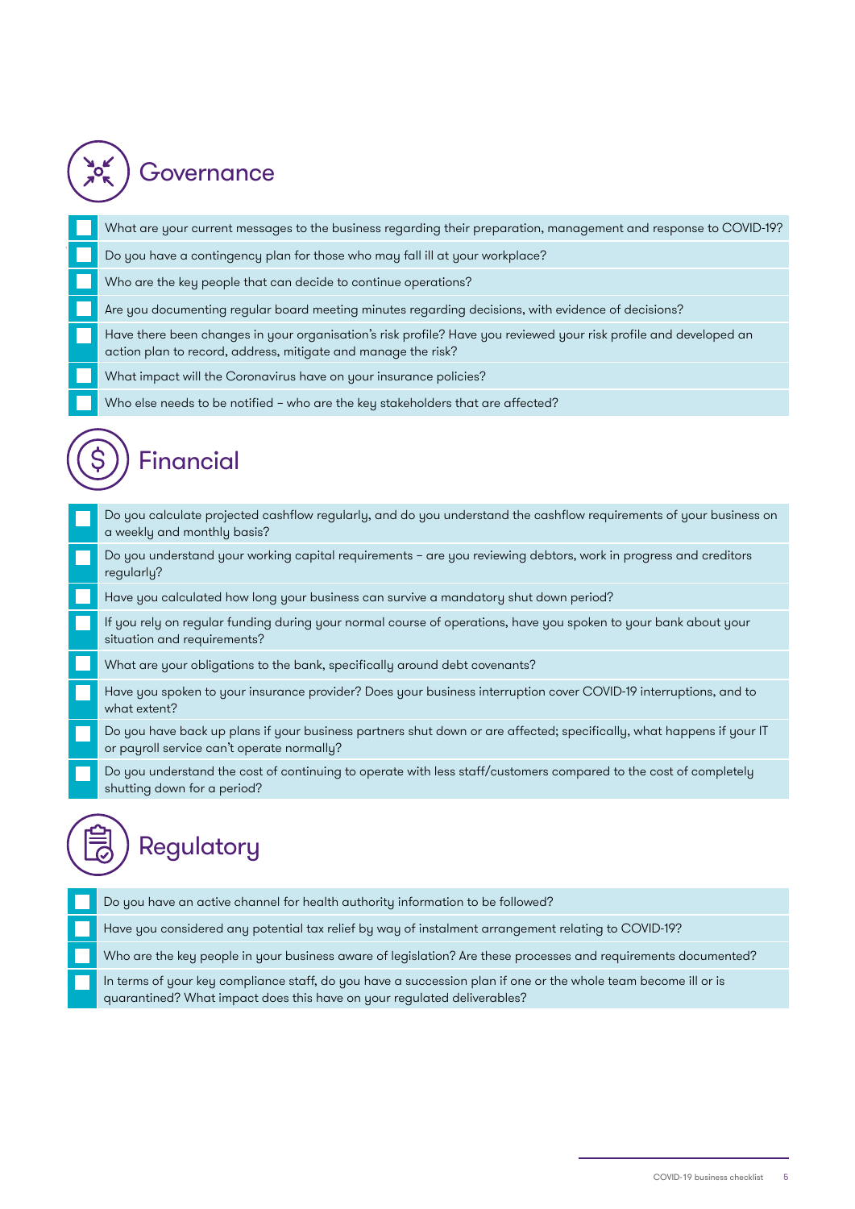## Governance

- [ ] What are your current messages to the business regarding their preparation, management and response to COVID-19?
- [ ] Do you have a contingency plan for those who may fall ill at your workplace?
- [ ] Who are the key people that can decide to continue operations?
- [ ] Are you documenting regular board meeting minutes regarding decisions, with evidence of decisions?
- [ ] Have there been changes in your organisation's risk profile? Have you reviewed your risk profile and developed an action plan to record, address, mitigate and manage the risk?
- [ ] What impact will the Coronavirus have on your insurance policies?
- [ ] Who else needs to be notified – who are the key stakeholders that are affected?

## Financial

- [ ] Do you calculate projected cashflow regularly, and do you understand the cashflow requirements of your business on a weekly and monthly basis?
- [ ] Do you understand your working capital requirements – are you reviewing debtors, work in progress and creditors regularly?
- [ ] Have you calculated how long your business can survive a mandatory shut down period?
- [ ] If you rely on regular funding during your normal course of operations, have you spoken to your bank about your situation and requirements?
- [ ] What are your obligations to the bank, specifically around debt covenants?
- [ ] Have you spoken to your insurance provider? Does your business interruption cover COVID-19 interruptions, and to what extent?
- [ ] Do you have back up plans if your business partners shut down or are affected; specifically, what happens if your IT or payroll service can't operate normally?
- [ ] Do you understand the cost of continuing to operate with less staff/customers compared to the cost of completely shutting down for a period?

## Regulatory

- [ ] Do you have an active channel for health authority information to be followed?
- [ ] Have you considered any potential tax relief by way of instalment arrangement relating to COVID-19?
- [ ] Who are the key people in your business aware of legislation? Are these processes and requirements documented?
- [ ] In terms of your key compliance staff, do you have a succession plan if one or the whole team become ill or is quarantined? What impact does this have on your regulated deliverables?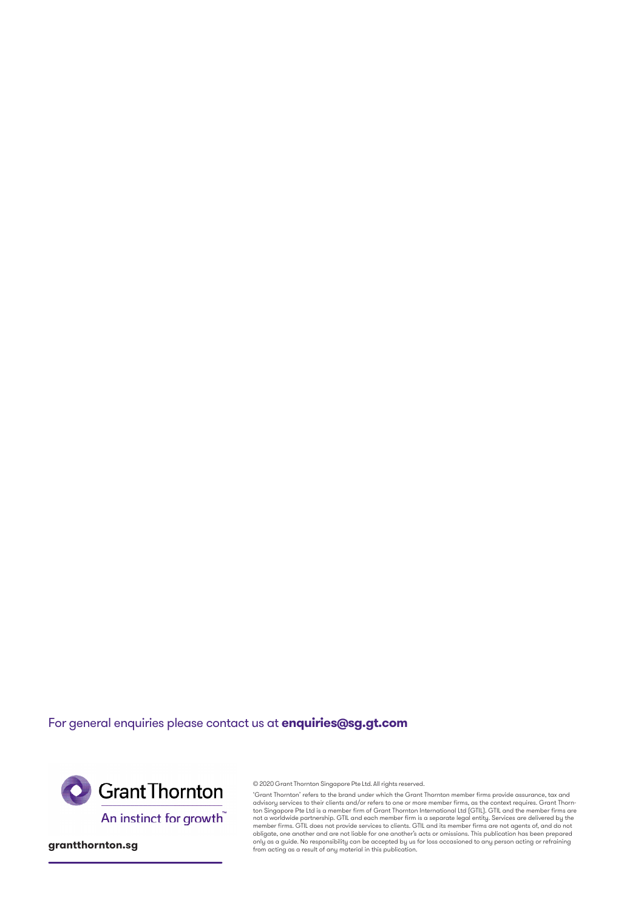For general enquiries please contact us at **enquiries@sg.gt.com**

Grant Thornton

An instinct for growth™

**grantthornton.sg**

© 2020 Grant Thornton Singapore Pte Ltd. All rights reserved.

'Grant Thornton' refers to the brand under which the Grant Thornton member firms provide assurance, tax and advisory services to their clients and/or refers to one or more member firms, as the context requires. Grant Thornton Singapore Pte Ltd is a member firm of Grant Thornton International Ltd (GTIL). GTIL and the member firms are not a worldwide partnership. GTIL and each member firm is a separate legal entity. Services are delivered by the member firms. GTIL does not provide services to clients. GTIL and its member firms are not agents of, and do not obligate, one another and are not liable for one another's acts or omissions. This publication has been prepared only as a guide. No responsibility can be accepted by us for loss occasioned to any person acting or refraining from acting as a result of any material in this publication.